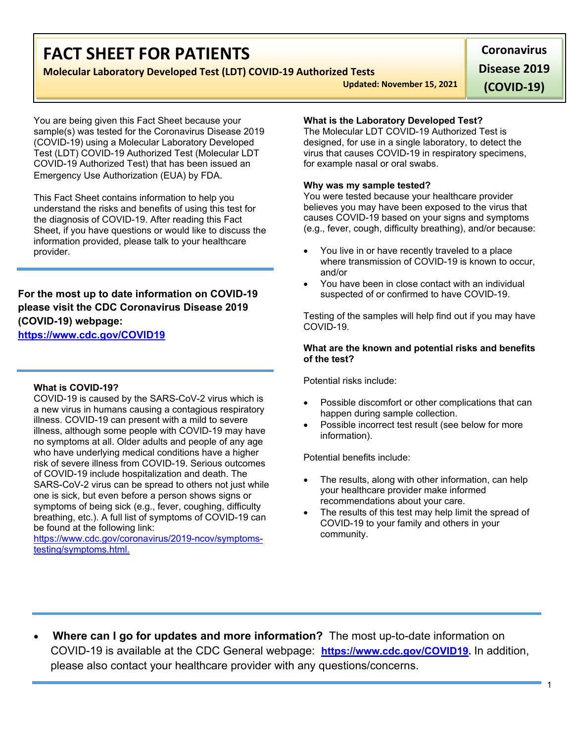# FACT SHEET FOR PATIENTS

**Molecular Laboratory Developed Test (LDT) COVID-19 Authorized Tests**

**Updated: November 15, 2021**

**Coronavirus Disease 2019 (COVID-19)**

You are being given this Fact Sheet because your sample(s) was tested for the Coronavirus Disease 2019 (COVID-19) using a Molecular Laboratory Developed Test (LDT) COVID-19 Authorized Test (Molecular LDT COVID-19 Authorized Test) that has been issued an Emergency Use Authorization (EUA) by FDA.

This Fact Sheet contains information to help you understand the risks and benefits of using this test for the diagnosis of COVID-19. After reading this Fact Sheet, if you have questions or would like to discuss the information provided, please talk to your healthcare provider.

**For the most up to date information on COVID-19 please visit the CDC Coronavirus Disease 2019 (COVID-19) webpage:**
**https://www.cdc.gov/COVID19**

**What is COVID-19?**
COVID-19 is caused by the SARS-CoV-2 virus which is a new virus in humans causing a contagious respiratory illness. COVID-19 can present with a mild to severe illness, although some people with COVID-19 may have no symptoms at all. Older adults and people of any age who have underlying medical conditions have a higher risk of severe illness from COVID-19. Serious outcomes of COVID-19 include hospitalization and death. The SARS-CoV-2 virus can be spread to others not just while one is sick, but even before a person shows signs or symptoms of being sick (e.g., fever, coughing, difficulty breathing, etc.). A full list of symptoms of COVID-19 can be found at the following link: https://www.cdc.gov/coronavirus/2019-ncov/symptoms-testing/symptoms.html.

**What is the Laboratory Developed Test?**
The Molecular LDT COVID-19 Authorized Test is designed, for use in a single laboratory, to detect the virus that causes COVID-19 in respiratory specimens, for example nasal or oral swabs.

**Why was my sample tested?**
You were tested because your healthcare provider believes you may have been exposed to the virus that causes COVID-19 based on your signs and symptoms (e.g., fever, cough, difficulty breathing), and/or because:

- You live in or have recently traveled to a place where transmission of COVID-19 is known to occur, and/or
- You have been in close contact with an individual suspected of or confirmed to have COVID-19.

Testing of the samples will help find out if you may have COVID-19.

**What are the known and potential risks and benefits of the test?**

Potential risks include:

- Possible discomfort or other complications that can happen during sample collection.
- Possible incorrect test result (see below for more information).

Potential benefits include:

- The results, along with other information, can help your healthcare provider make informed recommendations about your care.
- The results of this test may help limit the spread of COVID-19 to your family and others in your community.

- **Where can I go for updates and more information?** The most up-to-date information on COVID-19 is available at the CDC General webpage: **https://www.cdc.gov/COVID19**. In addition, please also contact your healthcare provider with any questions/concerns.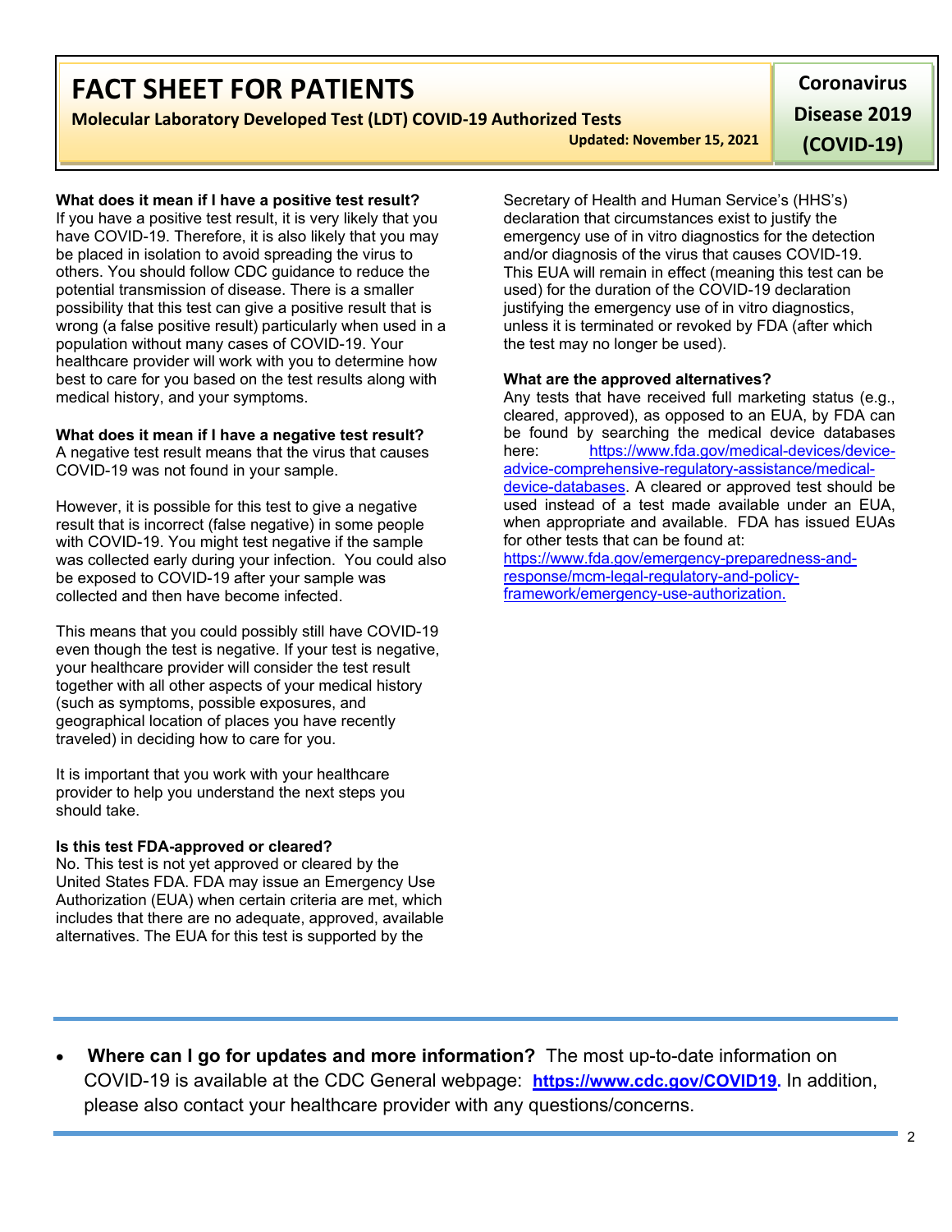# FACT SHEET FOR PATIENTS

**Molecular Laboratory Developed Test (LDT) COVID-19 Authorized Tests**

**Updated: November 15, 2021**

**Coronavirus Disease 2019 (COVID-19)**

**What does it mean if I have a positive test result?**
If you have a positive test result, it is very likely that you have COVID-19. Therefore, it is also likely that you may be placed in isolation to avoid spreading the virus to others. You should follow CDC guidance to reduce the potential transmission of disease. There is a smaller possibility that this test can give a positive result that is wrong (a false positive result) particularly when used in a population without many cases of COVID-19. Your healthcare provider will work with you to determine how best to care for you based on the test results along with medical history, and your symptoms.

**What does it mean if I have a negative test result?**
A negative test result means that the virus that causes COVID-19 was not found in your sample.

However, it is possible for this test to give a negative result that is incorrect (false negative) in some people with COVID-19. You might test negative if the sample was collected early during your infection. You could also be exposed to COVID-19 after your sample was collected and then have become infected.

This means that you could possibly still have COVID-19 even though the test is negative. If your test is negative, your healthcare provider will consider the test result together with all other aspects of your medical history (such as symptoms, possible exposures, and geographical location of places you have recently traveled) in deciding how to care for you.

It is important that you work with your healthcare provider to help you understand the next steps you should take.

**Is this test FDA-approved or cleared?**
No. This test is not yet approved or cleared by the United States FDA. FDA may issue an Emergency Use Authorization (EUA) when certain criteria are met, which includes that there are no adequate, approved, available alternatives. The EUA for this test is supported by the Secretary of Health and Human Service's (HHS's) declaration that circumstances exist to justify the emergency use of in vitro diagnostics for the detection and/or diagnosis of the virus that causes COVID-19. This EUA will remain in effect (meaning this test can be used) for the duration of the COVID-19 declaration justifying the emergency use of in vitro diagnostics, unless it is terminated or revoked by FDA (after which the test may no longer be used).

**What are the approved alternatives?**
Any tests that have received full marketing status (e.g., cleared, approved), as opposed to an EUA, by FDA can be found by searching the medical device databases here: https://www.fda.gov/medical-devices/device-advice-comprehensive-regulatory-assistance/medical-device-databases. A cleared or approved test should be used instead of a test made available under an EUA, when appropriate and available. FDA has issued EUAs for other tests that can be found at: https://www.fda.gov/emergency-preparedness-and-response/mcm-legal-regulatory-and-policy-framework/emergency-use-authorization.

- **Where can I go for updates and more information?** The most up-to-date information on COVID-19 is available at the CDC General webpage: **https://www.cdc.gov/COVID19**. In addition, please also contact your healthcare provider with any questions/concerns.